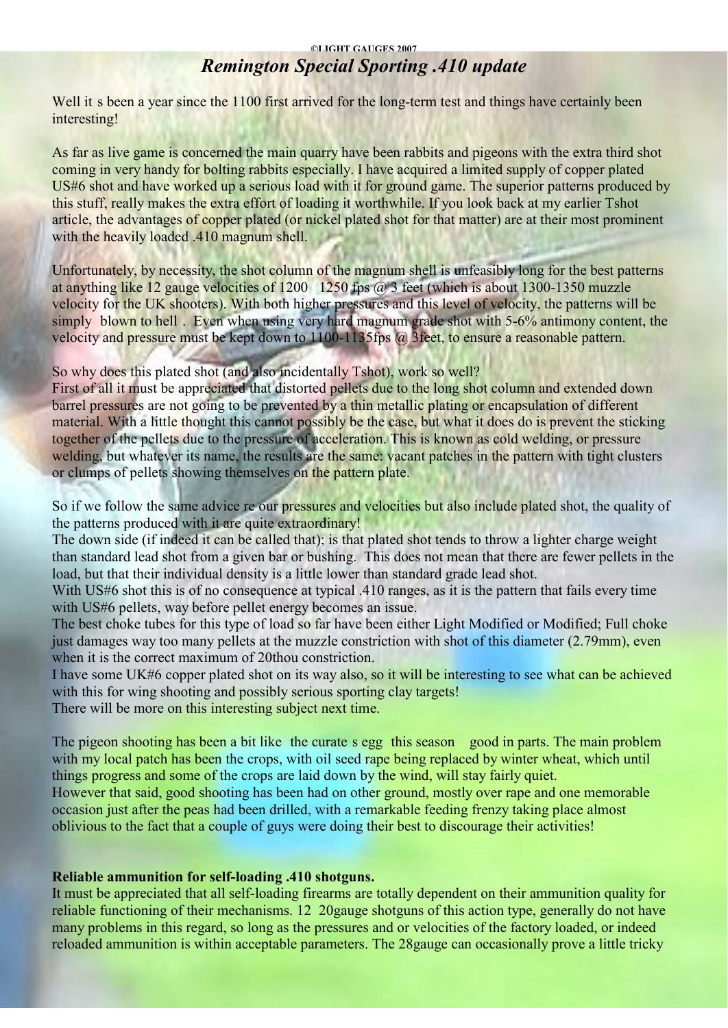©LIGHT GAUGES 2007

# *Remington Special Sporting .410 update*

Well it s been a year since the 1100 first arrived for the long-term test and things have certainly been interesting!

As far as live game is concerned the main quarry have been rabbits and pigeons with the extra third shot coming in very handy for bolting rabbits especially. I have acquired a limited supply of copper plated US#6 shot and have worked up a serious load with it for ground game. The superior patterns produced by this stuff, really makes the extra effort of loading it worthwhile. If you look back at my earlier Tshot article, the advantages of copper plated (or nickel plated shot for that matter) are at their most prominent with the heavily loaded .410 magnum shell.

Unfortunately, by necessity, the shot column of the magnum shell is unfeasibly long for the best patterns at anything like 12 gauge velocities of 1200 1250 fps @ 3 feet (which is about 1300-1350 muzzle velocity for the UK shooters). With both higher pressures and this level of velocity, the patterns will be simply blown to hell . Even when using very hard magnum grade shot with 5-6% antimony content, the velocity and pressure must be kept down to 1100-1135fps @ 3feet, to ensure a reasonable pattern.

So why does this plated shot (and also incidentally Tshot), work so well?
First of all it must be appreciated that distorted pellets due to the long shot column and extended down barrel pressures are not going to be prevented by a thin metallic plating or encapsulation of different material. With a little thought this cannot possibly be the case, but what it does do is prevent the sticking together of the pellets due to the pressure of acceleration. This is known as cold welding, or pressure welding, but whatever its name, the results are the same: vacant patches in the pattern with tight clusters or clumps of pellets showing themselves on the pattern plate.

So if we follow the same advice re our pressures and velocities but also include plated shot, the quality of the patterns produced with it are quite extraordinary!
The down side (if indeed it can be called that); is that plated shot tends to throw a lighter charge weight than standard lead shot from a given bar or bushing. This does not mean that there are fewer pellets in the load, but that their individual density is a little lower than standard grade lead shot.
With US#6 shot this is of no consequence at typical .410 ranges, as it is the pattern that fails every time with US#6 pellets, way before pellet energy becomes an issue.
The best choke tubes for this type of load so far have been either Light Modified or Modified; Full choke just damages way too many pellets at the muzzle constriction with shot of this diameter (2.79mm), even when it is the correct maximum of 20thou constriction.
I have some UK#6 copper plated shot on its way also, so it will be interesting to see what can be achieved with this for wing shooting and possibly serious sporting clay targets!
There will be more on this interesting subject next time.

The pigeon shooting has been a bit like the curate s egg this season good in parts. The main problem with my local patch has been the crops, with oil seed rape being replaced by winter wheat, which until things progress and some of the crops are laid down by the wind, will stay fairly quiet.
However that said, good shooting has been had on other ground, mostly over rape and one memorable occasion just after the peas had been drilled, with a remarkable feeding frenzy taking place almost oblivious to the fact that a couple of guys were doing their best to discourage their activities!

**Reliable ammunition for self-loading .410 shotguns.**
It must be appreciated that all self-loading firearms are totally dependent on their ammunition quality for reliable functioning of their mechanisms. 12 20gauge shotguns of this action type, generally do not have many problems in this regard, so long as the pressures and or velocities of the factory loaded, or indeed reloaded ammunition is within acceptable parameters. The 28gauge can occasionally prove a little tricky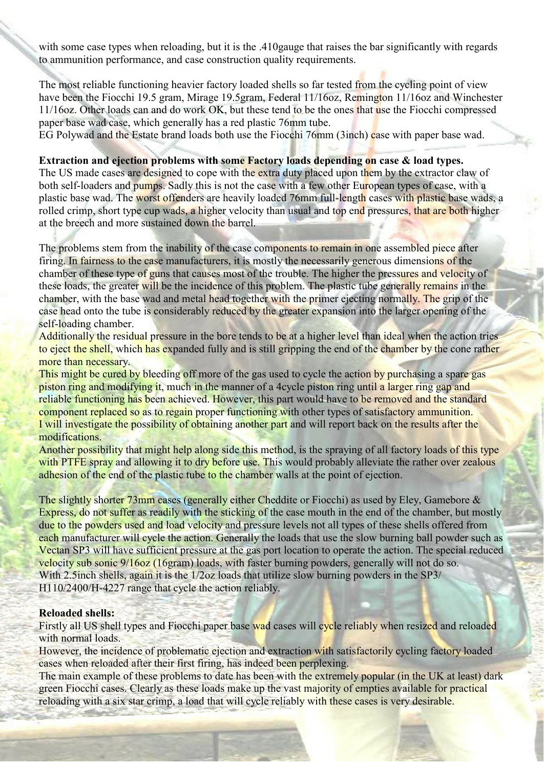with some case types when reloading, but it is the .410gauge that raises the bar significantly with regards to ammunition performance, and case construction quality requirements.

The most reliable functioning heavier factory loaded shells so far tested from the cycling point of view have been the Fiocchi 19.5 gram, Mirage 19.5gram, Federal 11/16oz, Remington 11/16oz and Winchester 11/16oz. Other loads can and do work OK, but these tend to be the ones that use the Fiocchi compressed paper base wad case, which generally has a red plastic 76mm tube.
EG Polywad and the Estate brand loads both use the Fiocchi 76mm (3inch) case with paper base wad.

**Extraction and ejection problems with some Factory loads depending on case & load types.**
The US made cases are designed to cope with the extra duty placed upon them by the extractor claw of both self-loaders and pumps. Sadly this is not the case with a few other European types of case, with a plastic base wad. The worst offenders are heavily loaded 76mm full-length cases with plastic base wads, a rolled crimp, short type cup wads, a higher velocity than usual and top end pressures, that are both higher at the breech and more sustained down the barrel.

The problems stem from the inability of the case components to remain in one assembled piece after firing. In fairness to the case manufacturers, it is mostly the necessarily generous dimensions of the chamber of these type of guns that causes most of the trouble. The higher the pressures and velocity of these loads, the greater will be the incidence of this problem. The plastic tube generally remains in the chamber, with the base wad and metal head together with the primer ejecting normally. The grip of the case head onto the tube is considerably reduced by the greater expansion into the larger opening of the self-loading chamber.
Additionally the residual pressure in the bore tends to be at a higher level than ideal when the action tries to eject the shell, which has expanded fully and is still gripping the end of the chamber by the cone rather more than necessary.
This might be cured by bleeding off more of the gas used to cycle the action by purchasing a spare gas piston ring and modifying it, much in the manner of a 4cycle piston ring until a larger ring gap and reliable functioning has been achieved. However, this part would have to be removed and the standard component replaced so as to regain proper functioning with other types of satisfactory ammunition.
I will investigate the possibility of obtaining another part and will report back on the results after the modifications.
Another possibility that might help along side this method, is the spraying of all factory loads of this type with PTFE spray and allowing it to dry before use. This would probably alleviate the rather over zealous adhesion of the end of the plastic tube to the chamber walls at the point of ejection.

The slightly shorter 73mm cases (generally either Cheddite or Fiocchi) as used by Eley, Gamebore & Express, do not suffer as readily with the sticking of the case mouth in the end of the chamber, but mostly due to the powders used and load velocity and pressure levels not all types of these shells offered from each manufacturer will cycle the action. Generally the loads that use the slow burning ball powder such as Vectan SP3 will have sufficient pressure at the gas port location to operate the action. The special reduced velocity sub sonic 9/16oz (16gram) loads, with faster burning powders, generally will not do so.
With 2.5inch shells, again it is the 1/2oz loads that utilize slow burning powders in the SP3/ H110/2400/H-4227 range that cycle the action reliably.

**Reloaded shells:**
Firstly all US shell types and Fiocchi paper base wad cases will cycle reliably when resized and reloaded with normal loads.
However, the incidence of problematic ejection and extraction with satisfactorily cycling factory loaded cases when reloaded after their first firing, has indeed been perplexing.
The main example of these problems to date has been with the extremely popular (in the UK at least) dark green Fiocchi cases. Clearly as these loads make up the vast majority of empties available for practical reloading with a six star crimp, a load that will cycle reliably with these cases is very desirable.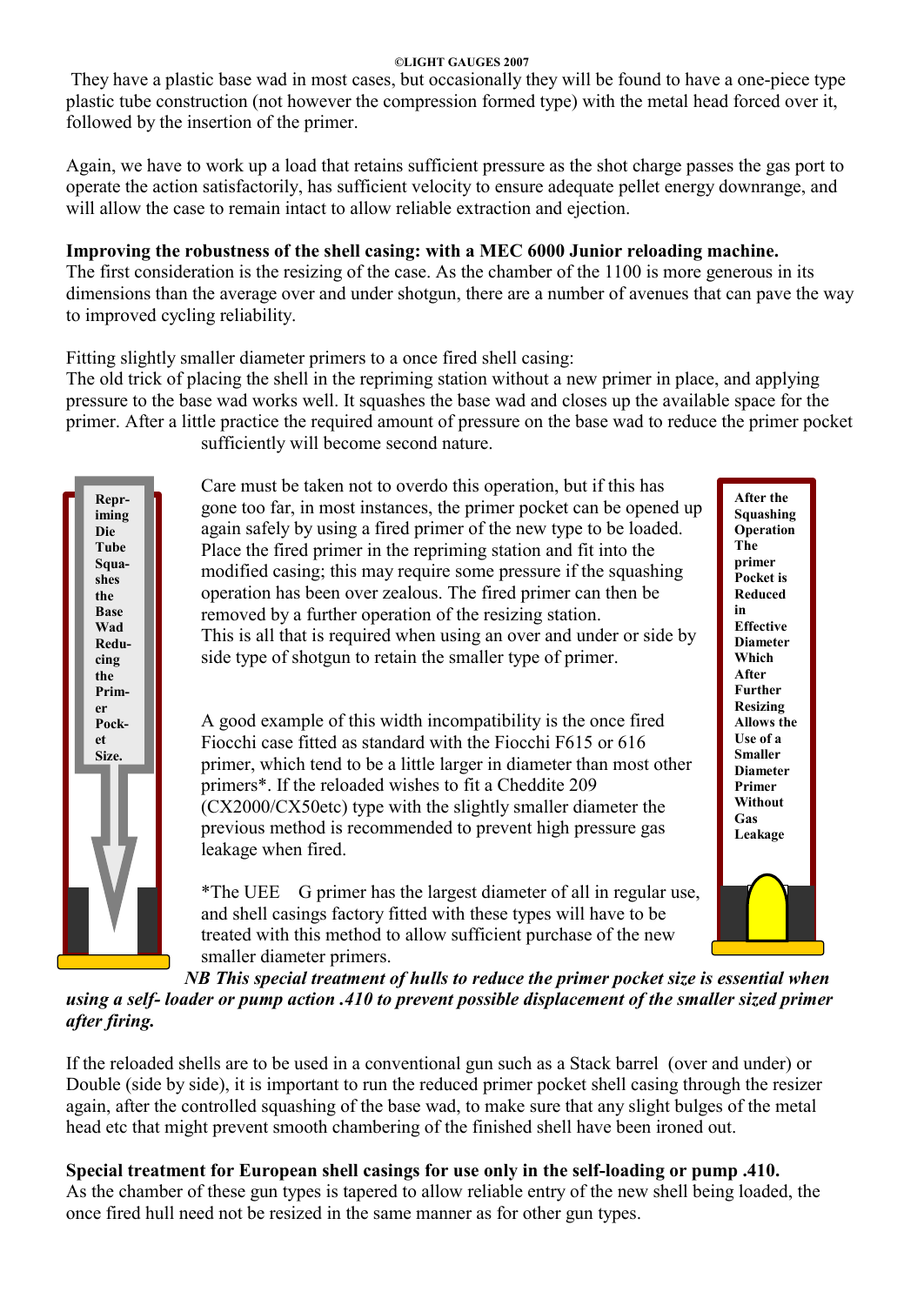They have a plastic base wad in most cases, but occasionally they will be found to have a one-piece type plastic tube construction (not however the compression formed type) with the metal head forced over it, followed by the insertion of the primer.

Again, we have to work up a load that retains sufficient pressure as the shot charge passes the gas port to operate the action satisfactorily, has sufficient velocity to ensure adequate pellet energy downrange, and will allow the case to remain intact to allow reliable extraction and ejection.

**Improving the robustness of the shell casing: with a MEC 6000 Junior reloading machine.**
The first consideration is the resizing of the case. As the chamber of the 1100 is more generous in its dimensions than the average over and under shotgun, there are a number of avenues that can pave the way to improved cycling reliability.

Fitting slightly smaller diameter primers to a once fired shell casing:
The old trick of placing the shell in the repriming station without a new primer in place, and applying pressure to the base wad works well. It squashes the base wad and closes up the available space for the primer. After a little practice the required amount of pressure on the base wad to reduce the primer pocket sufficiently will become second nature.

**Repriming Die Tube Squashes the Base Wad Reducing the Primer Pocket Size.**

Care must be taken not to overdo this operation, but if this has gone too far, in most instances, the primer pocket can be opened up again safely by using a fired primer of the new type to be loaded. Place the fired primer in the repriming station and fit into the modified casing; this may require some pressure if the squashing operation has been over zealous. The fired primer can then be removed by a further operation of the resizing station.
This is all that is required when using an over and under or side by side type of shotgun to retain the smaller type of primer.

A good example of this width incompatibility is the once fired Fiocchi case fitted as standard with the Fiocchi F615 or 616 primer, which tend to be a little larger in diameter than most other primers*. If the reloaded wishes to fit a Cheddite 209 (CX2000/CX50etc) type with the slightly smaller diameter the previous method is recommended to prevent high pressure gas leakage when fired.

*The UEE G primer has the largest diameter of all in regular use, and shell casings factory fitted with these types will have to be treated with this method to allow sufficient purchase of the new smaller diameter primers.

**After the Squashing Operation The primer Pocket is Reduced in Effective Diameter Which After Further Resizing Allows the Use of a Smaller Diameter Primer Without Gas Leakage**

***NB This special treatment of hulls to reduce the primer pocket size is essential when using a self- loader or pump action .410 to prevent possible displacement of the smaller sized primer after firing.***

If the reloaded shells are to be used in a conventional gun such as a Stack barrel (over and under) or Double (side by side), it is important to run the reduced primer pocket shell casing through the resizer again, after the controlled squashing of the base wad, to make sure that any slight bulges of the metal head etc that might prevent smooth chambering of the finished shell have been ironed out.

**Special treatment for European shell casings for use only in the self-loading or pump .410.**
As the chamber of these gun types is tapered to allow reliable entry of the new shell being loaded, the once fired hull need not be resized in the same manner as for other gun types.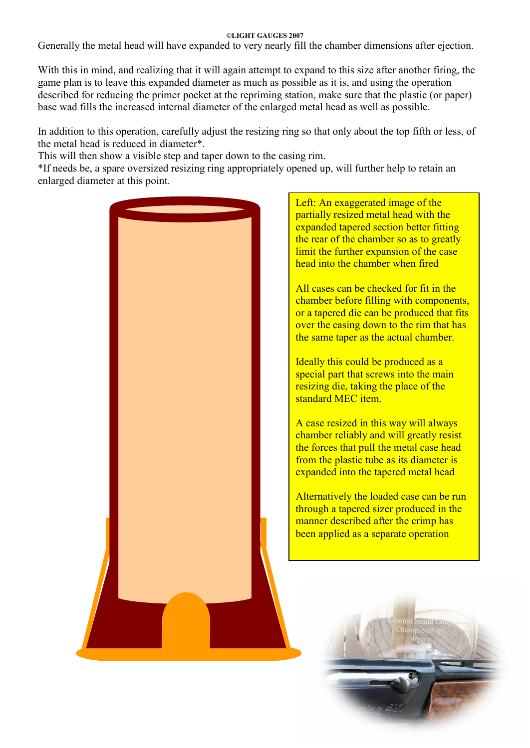Generally the metal head will have expanded to very nearly fill the chamber dimensions after ejection.

With this in mind, and realizing that it will again attempt to expand to this size after another firing, the game plan is to leave this expanded diameter as much as possible as it is, and using the operation described for reducing the primer pocket at the repriming station, make sure that the plastic (or paper) base wad fills the increased internal diameter of the enlarged metal head as well as possible.

In addition to this operation, carefully adjust the resizing ring so that only about the top fifth or less, of the metal head is reduced in diameter*.
This will then show a visible step and taper down to the casing rim.
*If needs be, a spare oversized resizing ring appropriately opened up, will further help to retain an enlarged diameter at this point.

Left: An exaggerated image of the partially resized metal head with the expanded tapered section better fitting the rear of the chamber so as to greatly limit the further expansion of the case head into the chamber when fired

All cases can be checked for fit in the chamber before filling with components, or a tapered die can be produced that fits over the casing down to the rim that has the same taper as the actual chamber.

Ideally this could be produced as a special part that screws into the main resizing die, taking the place of the standard MEC item.

A case resized in this way will always chamber reliably and will greatly resist the forces that pull the metal case head from the plastic tube as its diameter is expanded into the tapered metal head

Alternatively the loaded case can be run through a tapered sizer produced in the manner described after the crimp has been applied as a separate operation